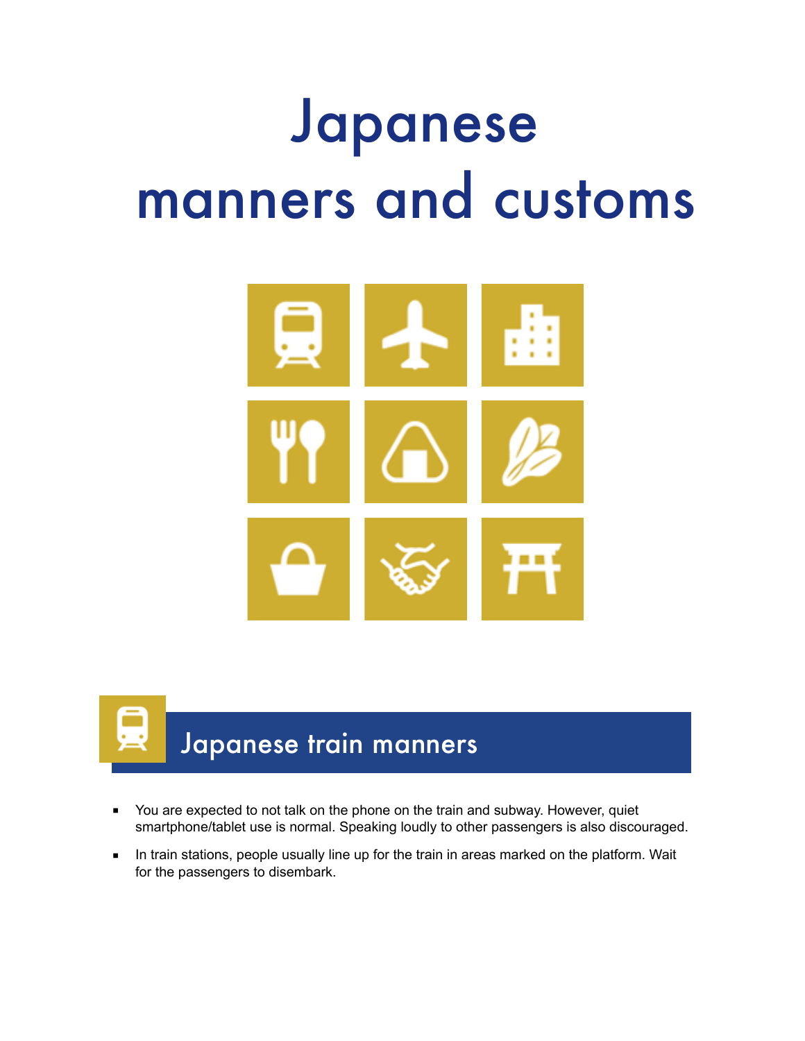# Japanese manners and customs

## Japanese train manners

- You are expected to not talk on the phone on the train and subway. However, quiet smartphone/tablet use is normal. Speaking loudly to other passengers is also discouraged.
- In train stations, people usually line up for the train in areas marked on the platform. Wait for the passengers to disembark.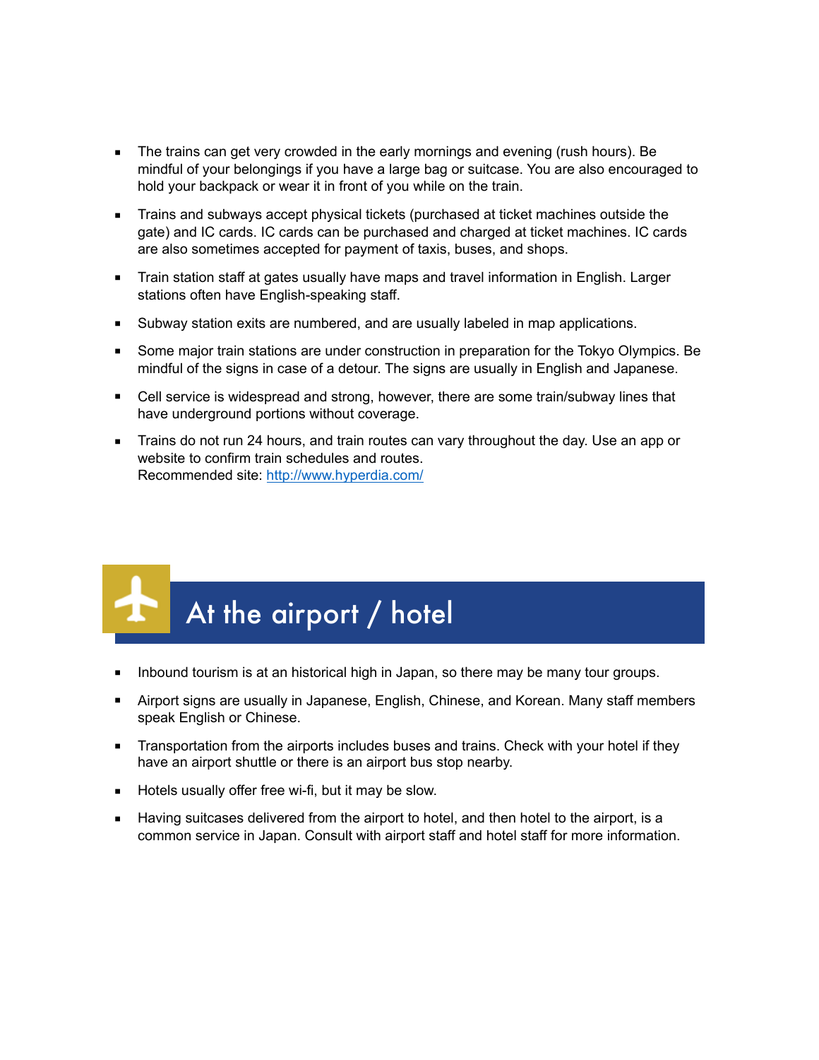- The trains can get very crowded in the early mornings and evening (rush hours). Be mindful of your belongings if you have a large bag or suitcase. You are also encouraged to hold your backpack or wear it in front of you while on the train.
- Trains and subways accept physical tickets (purchased at ticket machines outside the gate) and IC cards. IC cards can be purchased and charged at ticket machines. IC cards are also sometimes accepted for payment of taxis, buses, and shops.
- Train station staff at gates usually have maps and travel information in English. Larger stations often have English-speaking staff.
- Subway station exits are numbered, and are usually labeled in map applications.
- Some major train stations are under construction in preparation for the Tokyo Olympics. Be mindful of the signs in case of a detour. The signs are usually in English and Japanese.
- Cell service is widespread and strong, however, there are some train/subway lines that have underground portions without coverage.
- Trains do not run 24 hours, and train routes can vary throughout the day. Use an app or website to confirm train schedules and routes.
  Recommended site: [http://www.hyperdia.com/](http://www.hyperdia.com/)

## At the airport / hotel

- Inbound tourism is at an historical high in Japan, so there may be many tour groups.
- Airport signs are usually in Japanese, English, Chinese, and Korean. Many staff members speak English or Chinese.
- Transportation from the airports includes buses and trains. Check with your hotel if they have an airport shuttle or there is an airport bus stop nearby.
- Hotels usually offer free wi-fi, but it may be slow.
- Having suitcases delivered from the airport to hotel, and then hotel to the airport, is a common service in Japan. Consult with airport staff and hotel staff for more information.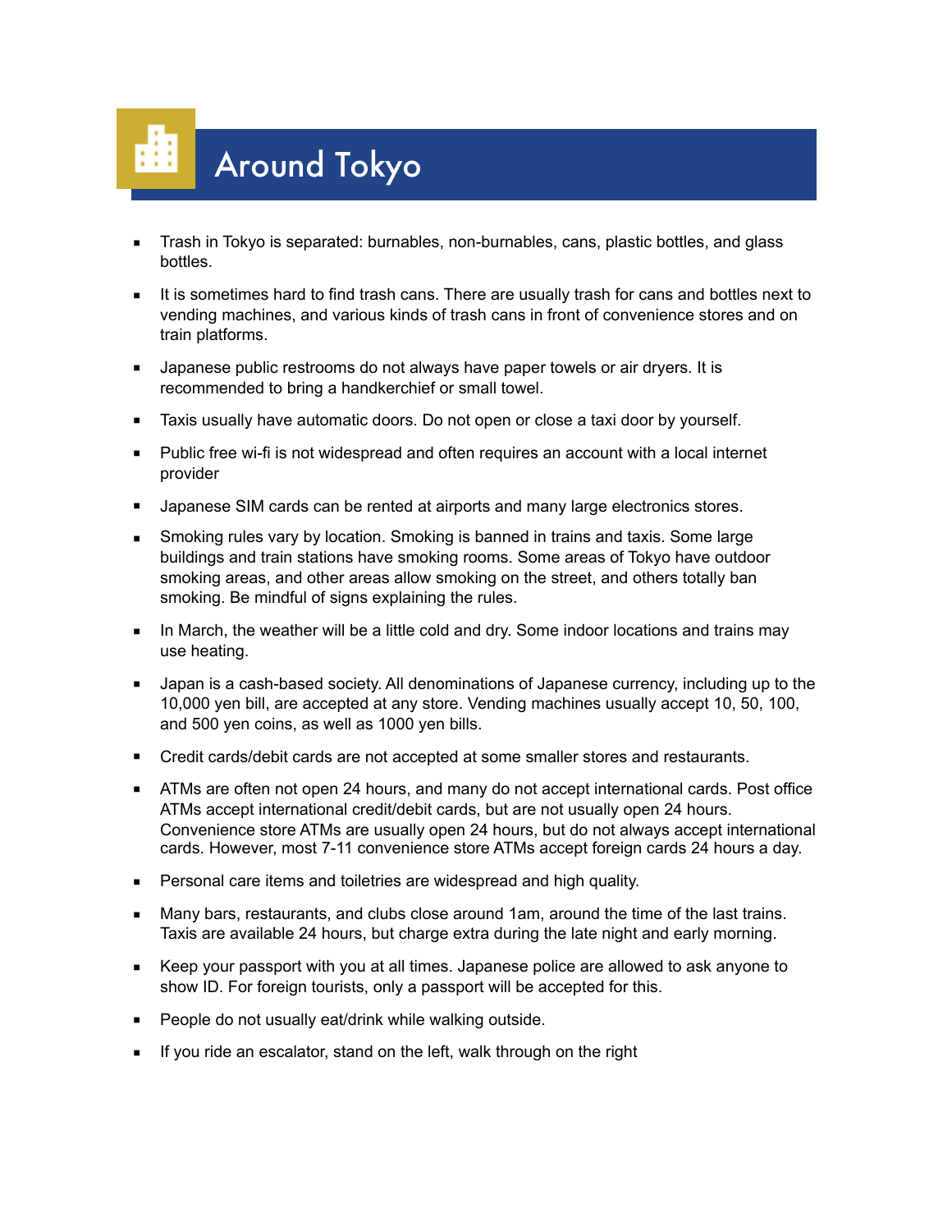# Around Tokyo

- Trash in Tokyo is separated: burnables, non-burnables, cans, plastic bottles, and glass bottles.
- It is sometimes hard to find trash cans. There are usually trash for cans and bottles next to vending machines, and various kinds of trash cans in front of convenience stores and on train platforms.
- Japanese public restrooms do not always have paper towels or air dryers. It is recommended to bring a handkerchief or small towel.
- Taxis usually have automatic doors. Do not open or close a taxi door by yourself.
- Public free wi-fi is not widespread and often requires an account with a local internet provider
- Japanese SIM cards can be rented at airports and many large electronics stores.
- Smoking rules vary by location. Smoking is banned in trains and taxis. Some large buildings and train stations have smoking rooms. Some areas of Tokyo have outdoor smoking areas, and other areas allow smoking on the street, and others totally ban smoking. Be mindful of signs explaining the rules.
- In March, the weather will be a little cold and dry. Some indoor locations and trains may use heating.
- Japan is a cash-based society. All denominations of Japanese currency, including up to the 10,000 yen bill, are accepted at any store. Vending machines usually accept 10, 50, 100, and 500 yen coins, as well as 1000 yen bills.
- Credit cards/debit cards are not accepted at some smaller stores and restaurants.
- ATMs are often not open 24 hours, and many do not accept international cards. Post office ATMs accept international credit/debit cards, but are not usually open 24 hours. Convenience store ATMs are usually open 24 hours, but do not always accept international cards. However, most 7-11 convenience store ATMs accept foreign cards 24 hours a day.
- Personal care items and toiletries are widespread and high quality.
- Many bars, restaurants, and clubs close around 1am, around the time of the last trains. Taxis are available 24 hours, but charge extra during the late night and early morning.
- Keep your passport with you at all times. Japanese police are allowed to ask anyone to show ID. For foreign tourists, only a passport will be accepted for this.
- People do not usually eat/drink while walking outside.
- If you ride an escalator, stand on the left, walk through on the right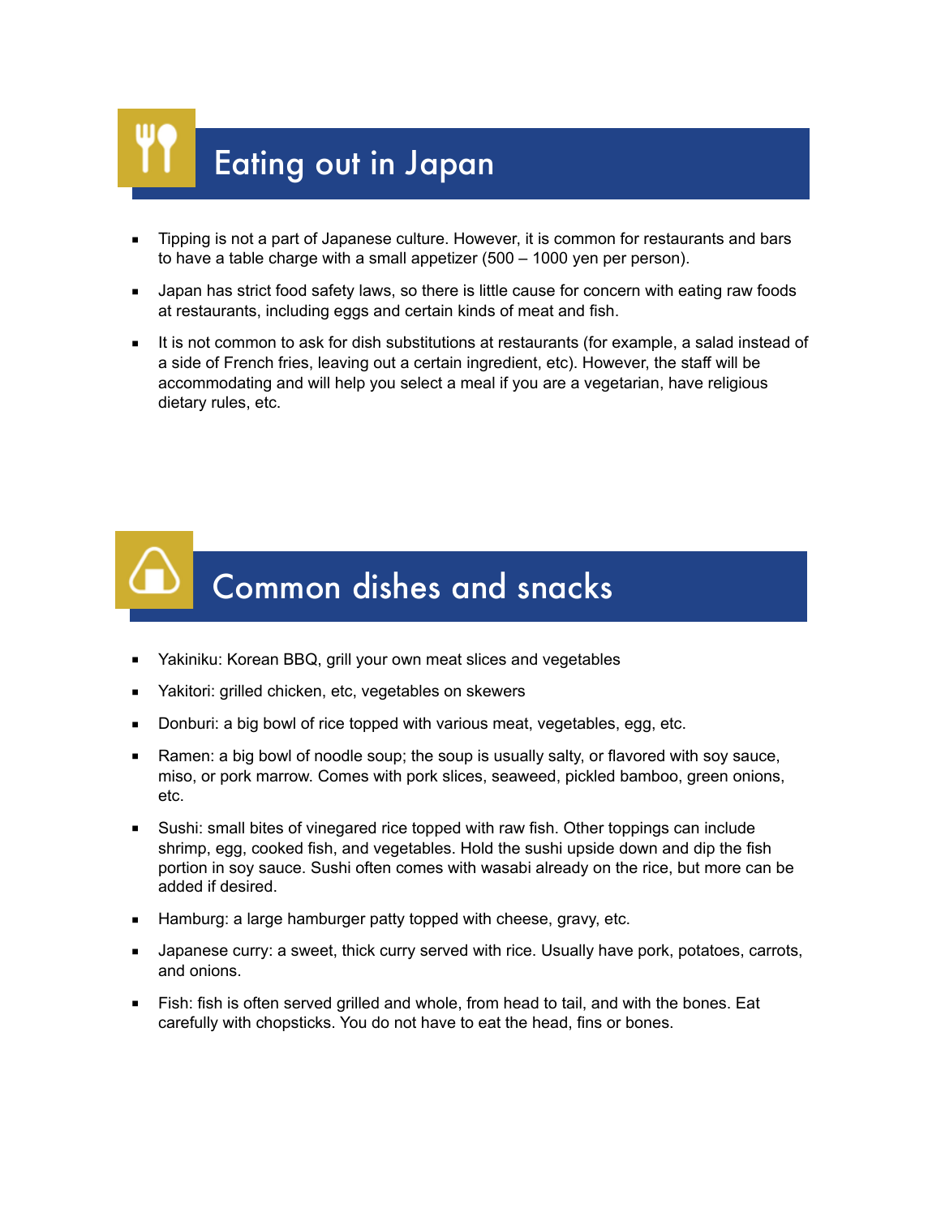## Eating out in Japan

- Tipping is not a part of Japanese culture. However, it is common for restaurants and bars to have a table charge with a small appetizer (500 – 1000 yen per person).
- Japan has strict food safety laws, so there is little cause for concern with eating raw foods at restaurants, including eggs and certain kinds of meat and fish.
- It is not common to ask for dish substitutions at restaurants (for example, a salad instead of a side of French fries, leaving out a certain ingredient, etc). However, the staff will be accommodating and will help you select a meal if you are a vegetarian, have religious dietary rules, etc.

## Common dishes and snacks

- Yakiniku: Korean BBQ, grill your own meat slices and vegetables
- Yakitori: grilled chicken, etc, vegetables on skewers
- Donburi: a big bowl of rice topped with various meat, vegetables, egg, etc.
- Ramen: a big bowl of noodle soup; the soup is usually salty, or flavored with soy sauce, miso, or pork marrow. Comes with pork slices, seaweed, pickled bamboo, green onions, etc.
- Sushi: small bites of vinegared rice topped with raw fish. Other toppings can include shrimp, egg, cooked fish, and vegetables. Hold the sushi upside down and dip the fish portion in soy sauce. Sushi often comes with wasabi already on the rice, but more can be added if desired.
- Hamburg: a large hamburger patty topped with cheese, gravy, etc.
- Japanese curry: a sweet, thick curry served with rice. Usually have pork, potatoes, carrots, and onions.
- Fish: fish is often served grilled and whole, from head to tail, and with the bones. Eat carefully with chopsticks. You do not have to eat the head, fins or bones.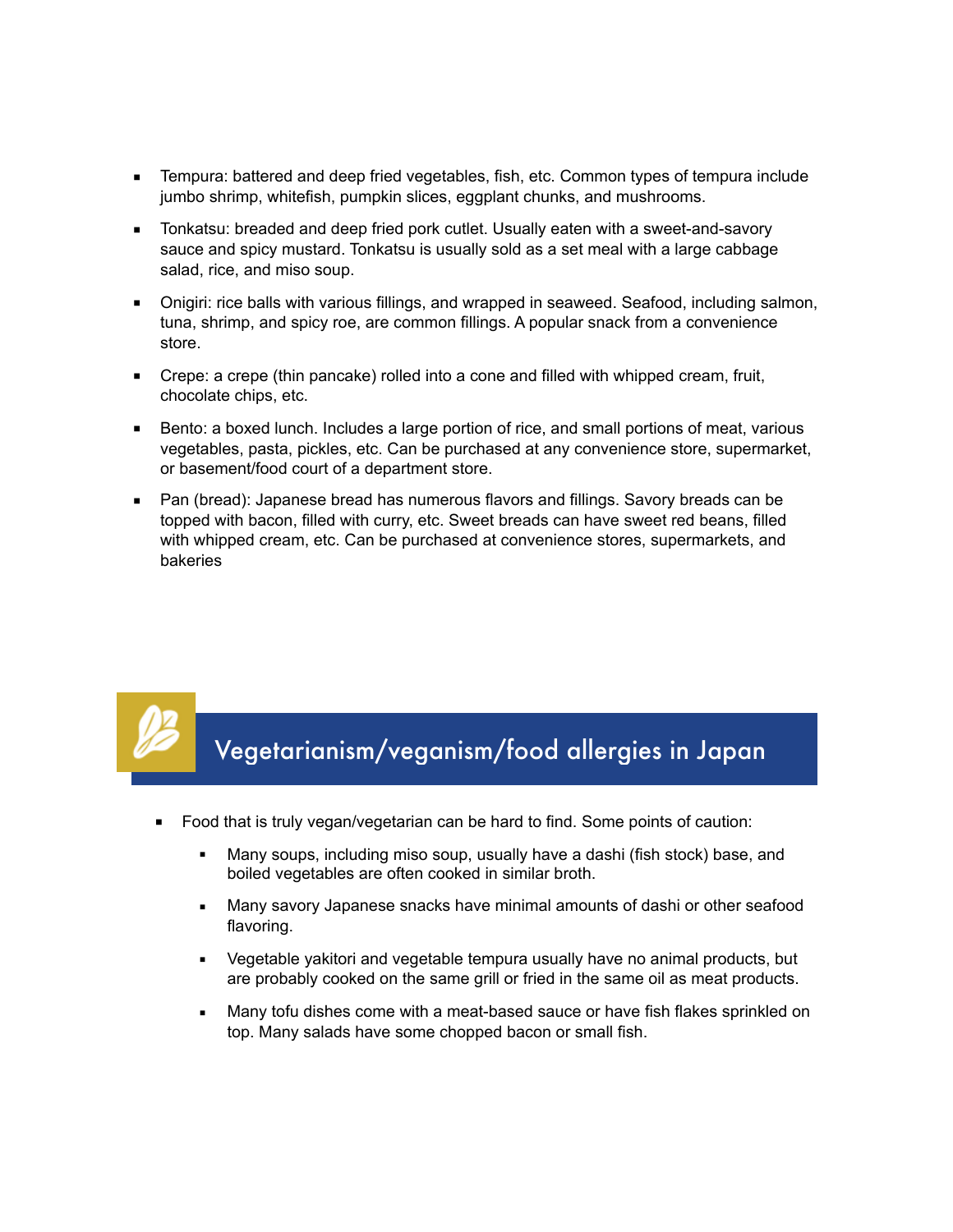- Tempura: battered and deep fried vegetables, fish, etc. Common types of tempura include jumbo shrimp, whitefish, pumpkin slices, eggplant chunks, and mushrooms.
- Tonkatsu: breaded and deep fried pork cutlet. Usually eaten with a sweet-and-savory sauce and spicy mustard. Tonkatsu is usually sold as a set meal with a large cabbage salad, rice, and miso soup.
- Onigiri: rice balls with various fillings, and wrapped in seaweed. Seafood, including salmon, tuna, shrimp, and spicy roe, are common fillings. A popular snack from a convenience store.
- Crepe: a crepe (thin pancake) rolled into a cone and filled with whipped cream, fruit, chocolate chips, etc.
- Bento: a boxed lunch. Includes a large portion of rice, and small portions of meat, various vegetables, pasta, pickles, etc. Can be purchased at any convenience store, supermarket, or basement/food court of a department store.
- Pan (bread): Japanese bread has numerous flavors and fillings. Savory breads can be topped with bacon, filled with curry, etc. Sweet breads can have sweet red beans, filled with whipped cream, etc. Can be purchased at convenience stores, supermarkets, and bakeries

## Vegetarianism/veganism/food allergies in Japan

- Food that is truly vegan/vegetarian can be hard to find. Some points of caution:
  - Many soups, including miso soup, usually have a dashi (fish stock) base, and boiled vegetables are often cooked in similar broth.
  - Many savory Japanese snacks have minimal amounts of dashi or other seafood flavoring.
  - Vegetable yakitori and vegetable tempura usually have no animal products, but are probably cooked on the same grill or fried in the same oil as meat products.
  - Many tofu dishes come with a meat-based sauce or have fish flakes sprinkled on top. Many salads have some chopped bacon or small fish.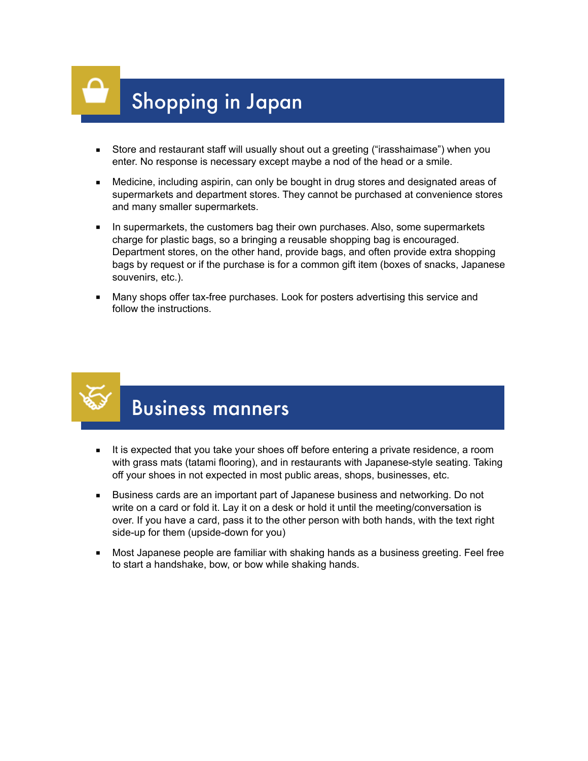## Shopping in Japan

- Store and restaurant staff will usually shout out a greeting ("irasshaimase") when you enter. No response is necessary except maybe a nod of the head or a smile.
- Medicine, including aspirin, can only be bought in drug stores and designated areas of supermarkets and department stores. They cannot be purchased at convenience stores and many smaller supermarkets.
- In supermarkets, the customers bag their own purchases. Also, some supermarkets charge for plastic bags, so a bringing a reusable shopping bag is encouraged. Department stores, on the other hand, provide bags, and often provide extra shopping bags by request or if the purchase is for a common gift item (boxes of snacks, Japanese souvenirs, etc.).
- Many shops offer tax-free purchases. Look for posters advertising this service and follow the instructions.

## Business manners

- It is expected that you take your shoes off before entering a private residence, a room with grass mats (tatami flooring), and in restaurants with Japanese-style seating. Taking off your shoes in not expected in most public areas, shops, businesses, etc.
- Business cards are an important part of Japanese business and networking. Do not write on a card or fold it. Lay it on a desk or hold it until the meeting/conversation is over. If you have a card, pass it to the other person with both hands, with the text right side-up for them (upside-down for you)
- Most Japanese people are familiar with shaking hands as a business greeting. Feel free to start a handshake, bow, or bow while shaking hands.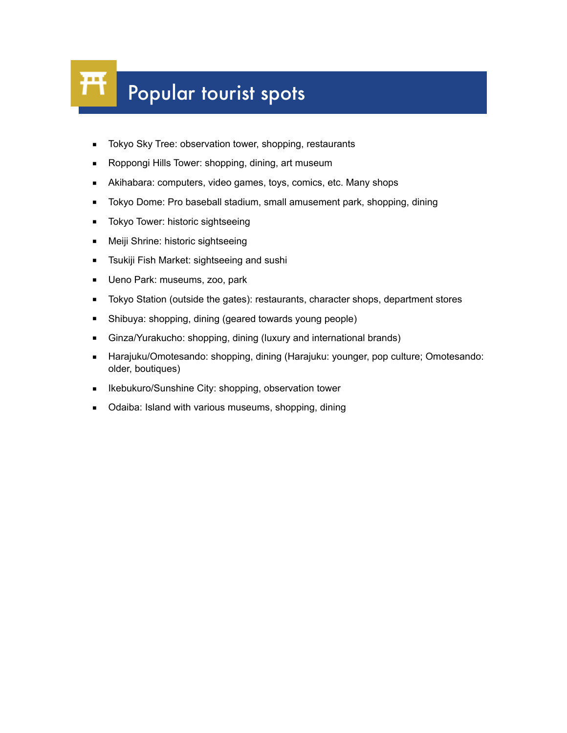## Popular tourist spots

- Tokyo Sky Tree: observation tower, shopping, restaurants
- Roppongi Hills Tower: shopping, dining, art museum
- Akihabara: computers, video games, toys, comics, etc. Many shops
- Tokyo Dome: Pro baseball stadium, small amusement park, shopping, dining
- Tokyo Tower: historic sightseeing
- Meiji Shrine: historic sightseeing
- Tsukiji Fish Market: sightseeing and sushi
- Ueno Park: museums, zoo, park
- Tokyo Station (outside the gates): restaurants, character shops, department stores
- Shibuya: shopping, dining (geared towards young people)
- Ginza/Yurakucho: shopping, dining (luxury and international brands)
- Harajuku/Omotesando: shopping, dining (Harajuku: younger, pop culture; Omotesando: older, boutiques)
- Ikebukuro/Sunshine City: shopping, observation tower
- Odaiba: Island with various museums, shopping, dining